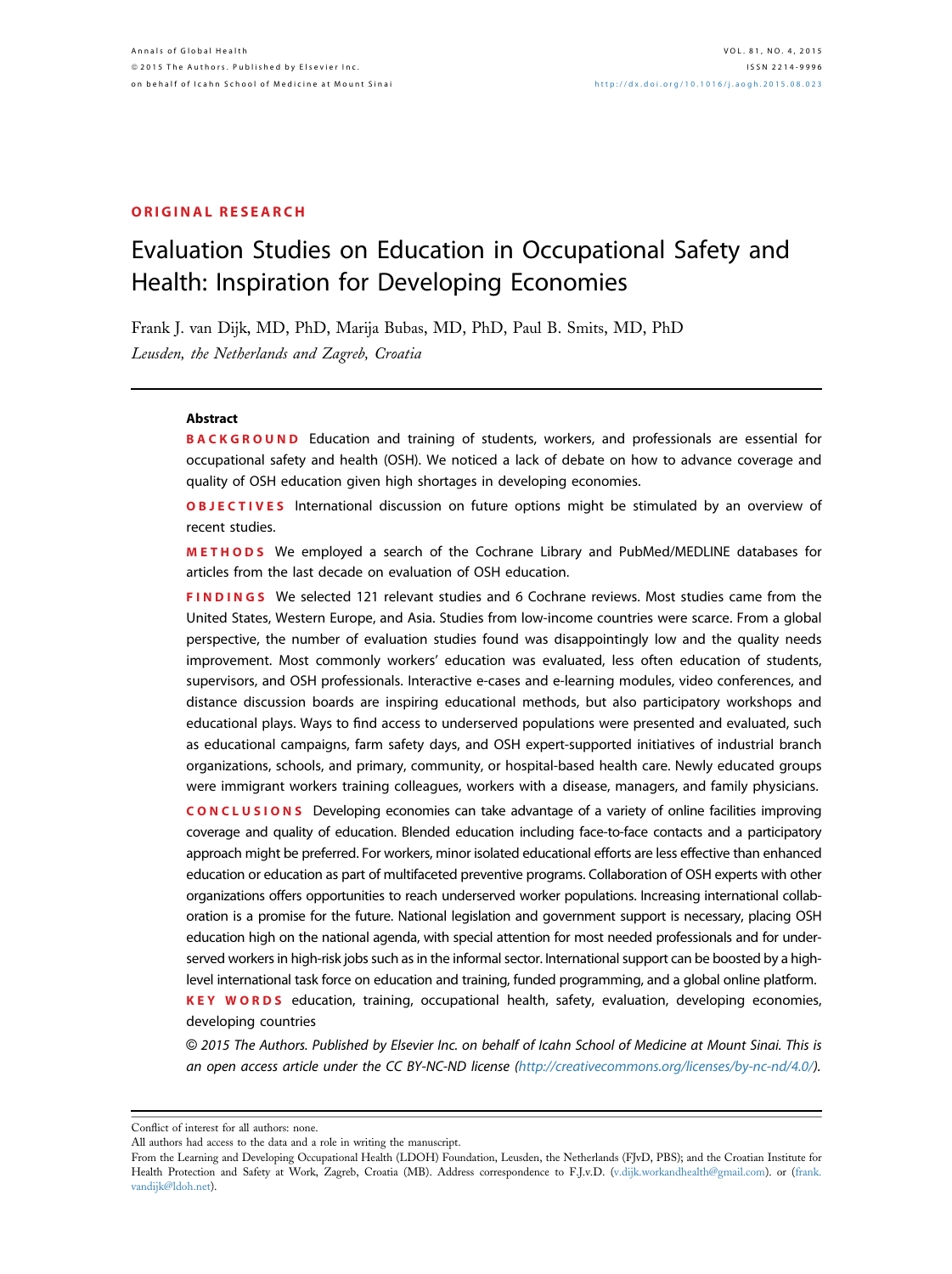ORIGINAL RESEARCH

# Evaluation Studies on Education in Occupational Safety and Health: Inspiration for Developing Economies

Frank J. van Dijk, MD, PhD, Marija Bubas, MD, PhD, Paul B. Smits, MD, PhD

*Leusden, the Netherlands and Zagreb, Croatia*

---

**Abstract**

**BACKGROUND** Education and training of students, workers, and professionals are essential for occupational safety and health (OSH). We noticed a lack of debate on how to advance coverage and quality of OSH education given high shortages in developing economies.

**OBJECTIVES** International discussion on future options might be stimulated by an overview of recent studies.

**METHODS** We employed a search of the Cochrane Library and PubMed/MEDLINE databases for articles from the last decade on evaluation of OSH education.

**FINDINGS** We selected 121 relevant studies and 6 Cochrane reviews. Most studies came from the United States, Western Europe, and Asia. Studies from low-income countries were scarce. From a global perspective, the number of evaluation studies found was disappointingly low and the quality needs improvement. Most commonly workers' education was evaluated, less often education of students, supervisors, and OSH professionals. Interactive e-cases and e-learning modules, video conferences, and distance discussion boards are inspiring educational methods, but also participatory workshops and educational plays. Ways to find access to underserved populations were presented and evaluated, such as educational campaigns, farm safety days, and OSH expert-supported initiatives of industrial branch organizations, schools, and primary, community, or hospital-based health care. Newly educated groups were immigrant workers training colleagues, workers with a disease, managers, and family physicians.

**CONCLUSIONS** Developing economies can take advantage of a variety of online facilities improving coverage and quality of education. Blended education including face-to-face contacts and a participatory approach might be preferred. For workers, minor isolated educational efforts are less effective than enhanced education or education as part of multifaceted preventive programs. Collaboration of OSH experts with other organizations offers opportunities to reach underserved worker populations. Increasing international collaboration is a promise for the future. National legislation and government support is necessary, placing OSH education high on the national agenda, with special attention for most needed professionals and for underserved workers in high-risk jobs such as in the informal sector. International support can be boosted by a high-level international task force on education and training, funded programming, and a global online platform.

**KEY WORDS** education, training, occupational health, safety, evaluation, developing economies, developing countries

*© 2015 The Authors. Published by Elsevier Inc. on behalf of Icahn School of Medicine at Mount Sinai. This is an open access article under the CC BY-NC-ND license (http://creativecommons.org/licenses/by-nc-nd/4.0/).*

---

Conflict of interest for all authors: none.

All authors had access to the data and a role in writing the manuscript.

From the Learning and Developing Occupational Health (LDOH) Foundation, Leusden, the Netherlands (FJvD, PBS); and the Croatian Institute for Health Protection and Safety at Work, Zagreb, Croatia (MB). Address correspondence to F.J.v.D. (v.dijk.workandhealth@gmail.com). or (frank.vandijk@ldoh.net).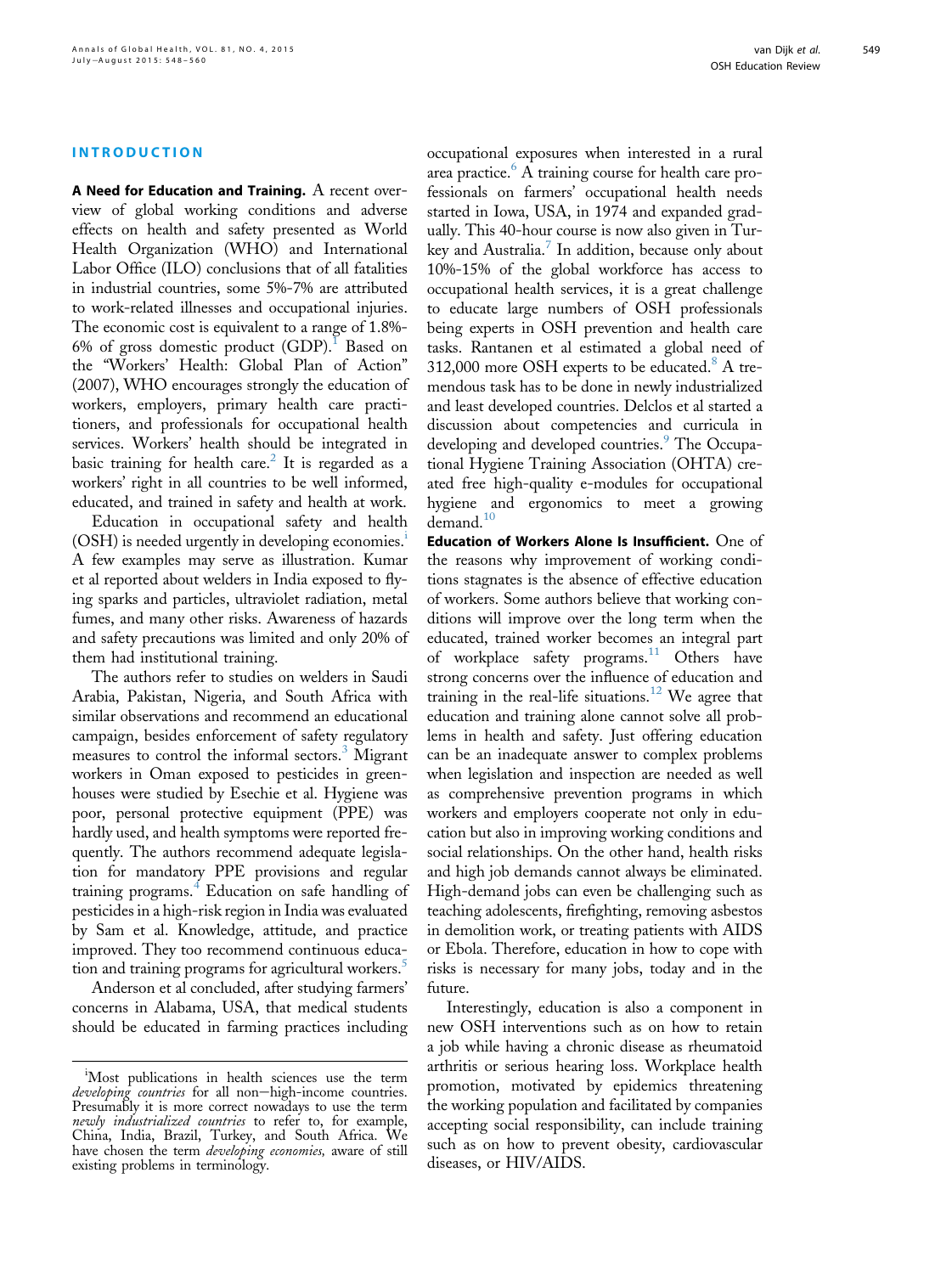## INTRODUCTION

**A Need for Education and Training.** A recent overview of global working conditions and adverse effects on health and safety presented as World Health Organization (WHO) and International Labor Office (ILO) conclusions that of all fatalities in industrial countries, some 5%-7% are attributed to work-related illnesses and occupational injuries. The economic cost is equivalent to a range of 1.8%-6% of gross domestic product (GDP).[1] Based on the "Workers' Health: Global Plan of Action" (2007), WHO encourages strongly the education of workers, employers, primary health care practitioners, and professionals for occupational health services. Workers' health should be integrated in basic training for health care.[2] It is regarded as a workers' right in all countries to be well informed, educated, and trained in safety and health at work.

Education in occupational safety and health (OSH) is needed urgently in developing economies.[i] A few examples may serve as illustration. Kumar et al reported about welders in India exposed to flying sparks and particles, ultraviolet radiation, metal fumes, and many other risks. Awareness of hazards and safety precautions was limited and only 20% of them had institutional training.

The authors refer to studies on welders in Saudi Arabia, Pakistan, Nigeria, and South Africa with similar observations and recommend an educational campaign, besides enforcement of safety regulatory measures to control the informal sectors.[3] Migrant workers in Oman exposed to pesticides in greenhouses were studied by Esechie et al. Hygiene was poor, personal protective equipment (PPE) was hardly used, and health symptoms were reported frequently. The authors recommend adequate legislation for mandatory PPE provisions and regular training programs.[4] Education on safe handling of pesticides in a high-risk region in India was evaluated by Sam et al. Knowledge, attitude, and practice improved. They too recommend continuous education and training programs for agricultural workers.[5]

Anderson et al concluded, after studying farmers' concerns in Alabama, USA, that medical students should be educated in farming practices including occupational exposures when interested in a rural area practice.[6] A training course for health care professionals on farmers' occupational health needs started in Iowa, USA, in 1974 and expanded gradually. This 40-hour course is now also given in Turkey and Australia.[7] In addition, because only about 10%-15% of the global workforce has access to occupational health services, it is a great challenge to educate large numbers of OSH professionals being experts in OSH prevention and health care tasks. Rantanen et al estimated a global need of 312,000 more OSH experts to be educated.[8] A tremendous task has to be done in newly industrialized and least developed countries. Delclos et al started a discussion about competencies and curricula in developing and developed countries.[9] The Occupational Hygiene Training Association (OHTA) created free high-quality e-modules for occupational hygiene and ergonomics to meet a growing demand.[10]

**Education of Workers Alone Is Insufficient.** One of the reasons why improvement of working conditions stagnates is the absence of effective education of workers. Some authors believe that working conditions will improve over the long term when the educated, trained worker becomes an integral part of workplace safety programs.[11] Others have strong concerns over the influence of education and training in the real-life situations.[12] We agree that education and training alone cannot solve all problems in health and safety. Just offering education can be an inadequate answer to complex problems when legislation and inspection are needed as well as comprehensive prevention programs in which workers and employers cooperate not only in education but also in improving working conditions and social relationships. On the other hand, health risks and high job demands cannot always be eliminated. High-demand jobs can even be challenging such as teaching adolescents, firefighting, removing asbestos in demolition work, or treating patients with AIDS or Ebola. Therefore, education in how to cope with risks is necessary for many jobs, today and in the future.

Interestingly, education is also a component in new OSH interventions such as on how to retain a job while having a chronic disease as rheumatoid arthritis or serious hearing loss. Workplace health promotion, motivated by epidemics threatening the working population and facilitated by companies accepting social responsibility, can include training such as on how to prevent obesity, cardiovascular diseases, or HIV/AIDS.

---

[i] Most publications in health sciences use the term *developing countries* for all non–high-income countries. Presumably it is more correct nowadays to use the term *newly industrialized countries* to refer to, for example, China, India, Brazil, Turkey, and South Africa. We have chosen the term *developing economies,* aware of still existing problems in terminology.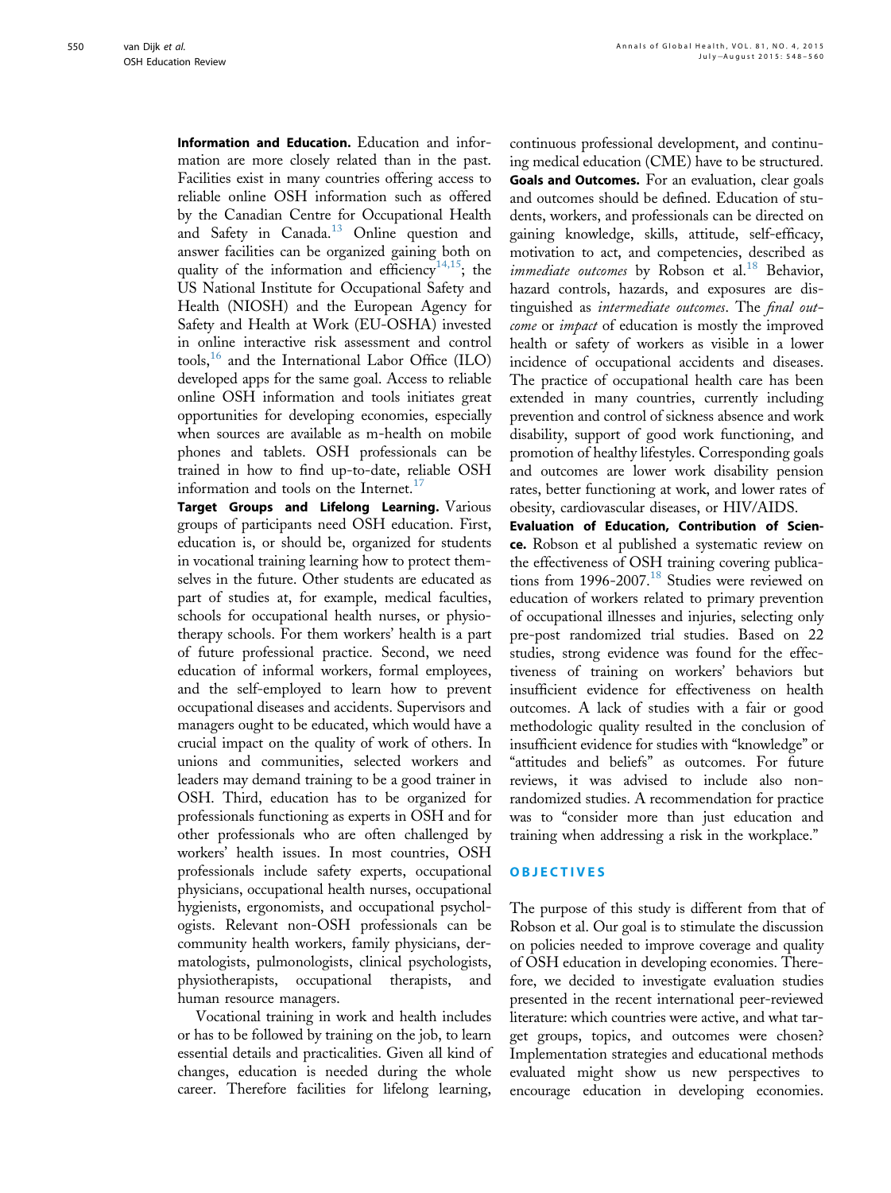**Information and Education.** Education and information are more closely related than in the past. Facilities exist in many countries offering access to reliable online OSH information such as offered by the Canadian Centre for Occupational Health and Safety in Canada.[13] Online question and answer facilities can be organized gaining both on quality of the information and efficiency[14,15]; the US National Institute for Occupational Safety and Health (NIOSH) and the European Agency for Safety and Health at Work (EU-OSHA) invested in online interactive risk assessment and control tools,[16] and the International Labor Office (ILO) developed apps for the same goal. Access to reliable online OSH information and tools initiates great opportunities for developing economies, especially when sources are available as m-health on mobile phones and tablets. OSH professionals can be trained in how to find up-to-date, reliable OSH information and tools on the Internet.[17]

**Target Groups and Lifelong Learning.** Various groups of participants need OSH education. First, education is, or should be, organized for students in vocational training learning how to protect themselves in the future. Other students are educated as part of studies at, for example, medical faculties, schools for occupational health nurses, or physiotherapy schools. For them workers' health is a part of future professional practice. Second, we need education of informal workers, formal employees, and the self-employed to learn how to prevent occupational diseases and accidents. Supervisors and managers ought to be educated, which would have a crucial impact on the quality of work of others. In unions and communities, selected workers and leaders may demand training to be a good trainer in OSH. Third, education has to be organized for professionals functioning as experts in OSH and for other professionals who are often challenged by workers' health issues. In most countries, OSH professionals include safety experts, occupational physicians, occupational health nurses, occupational hygienists, ergonomists, and occupational psychologists. Relevant non-OSH professionals can be community health workers, family physicians, dermatologists, pulmonologists, clinical psychologists, physiotherapists, occupational therapists, and human resource managers.

Vocational training in work and health includes or has to be followed by training on the job, to learn essential details and practicalities. Given all kind of changes, education is needed during the whole career. Therefore facilities for lifelong learning, continuous professional development, and continuing medical education (CME) have to be structured.

**Goals and Outcomes.** For an evaluation, clear goals and outcomes should be defined. Education of students, workers, and professionals can be directed on gaining knowledge, skills, attitude, self-efficacy, motivation to act, and competencies, described as *immediate outcomes* by Robson et al.[18] Behavior, hazard controls, hazards, and exposures are distinguished as *intermediate outcomes*. The *final outcome* or *impact* of education is mostly the improved health or safety of workers as visible in a lower incidence of occupational accidents and diseases. The practice of occupational health care has been extended in many countries, currently including prevention and control of sickness absence and work disability, support of good work functioning, and promotion of healthy lifestyles. Corresponding goals and outcomes are lower work disability pension rates, better functioning at work, and lower rates of obesity, cardiovascular diseases, or HIV/AIDS.

**Evaluation of Education, Contribution of Science.** Robson et al published a systematic review on the effectiveness of OSH training covering publications from 1996-2007.[18] Studies were reviewed on education of workers related to primary prevention of occupational illnesses and injuries, selecting only pre-post randomized trial studies. Based on 22 studies, strong evidence was found for the effectiveness of training on workers' behaviors but insufficient evidence for effectiveness on health outcomes. A lack of studies with a fair or good methodologic quality resulted in the conclusion of insufficient evidence for studies with "knowledge" or "attitudes and beliefs" as outcomes. For future reviews, it was advised to include also non-randomized studies. A recommendation for practice was to "consider more than just education and training when addressing a risk in the workplace."

## OBJECTIVES

The purpose of this study is different from that of Robson et al. Our goal is to stimulate the discussion on policies needed to improve coverage and quality of OSH education in developing economies. Therefore, we decided to investigate evaluation studies presented in the recent international peer-reviewed literature: which countries were active, and what target groups, topics, and outcomes were chosen? Implementation strategies and educational methods evaluated might show us new perspectives to encourage education in developing economies.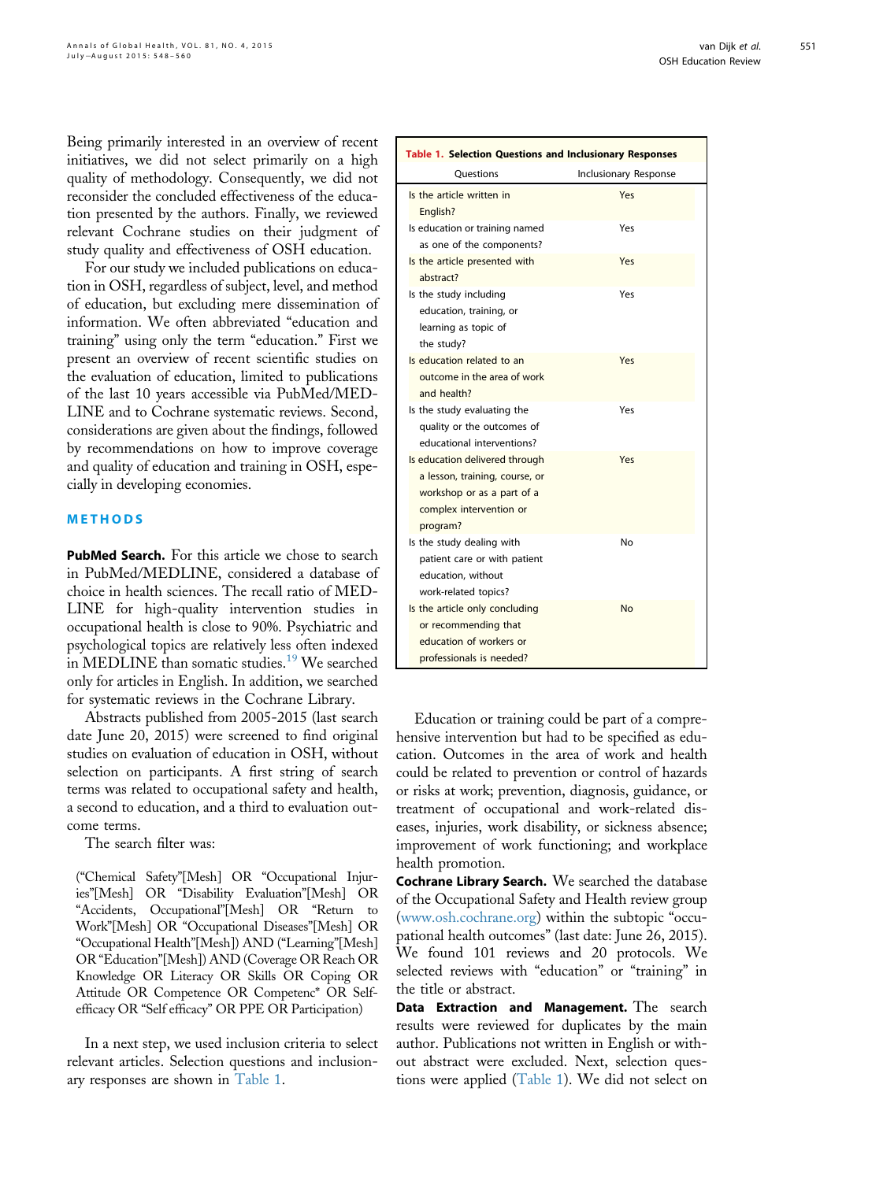Being primarily interested in an overview of recent initiatives, we did not select primarily on a high quality of methodology. Consequently, we did not reconsider the concluded effectiveness of the education presented by the authors. Finally, we reviewed relevant Cochrane studies on their judgment of study quality and effectiveness of OSH education.

For our study we included publications on education in OSH, regardless of subject, level, and method of education, but excluding mere dissemination of information. We often abbreviated "education and training" using only the term "education." First we present an overview of recent scientific studies on the evaluation of education, limited to publications of the last 10 years accessible via PubMed/MEDLINE and to Cochrane systematic reviews. Second, considerations are given about the findings, followed by recommendations on how to improve coverage and quality of education and training in OSH, especially in developing economies.

## METHODS

**PubMed Search.** For this article we chose to search in PubMed/MEDLINE, considered a database of choice in health sciences. The recall ratio of MEDLINE for high-quality intervention studies in occupational health is close to 90%. Psychiatric and psychological topics are relatively less often indexed in MEDLINE than somatic studies.[19] We searched only for articles in English. In addition, we searched for systematic reviews in the Cochrane Library.

Abstracts published from 2005-2015 (last search date June 20, 2015) were screened to find original studies on evaluation of education in OSH, without selection on participants. A first string of search terms was related to occupational safety and health, a second to education, and a third to evaluation outcome terms.

The search filter was:

("Chemical Safety"[Mesh] OR "Occupational Injuries"[Mesh] OR "Disability Evaluation"[Mesh] OR "Accidents, Occupational"[Mesh] OR "Return to Work"[Mesh] OR "Occupational Diseases"[Mesh] OR "Occupational Health"[Mesh]) AND ("Learning"[Mesh] OR "Education"[Mesh]) AND (Coverage OR Reach OR Knowledge OR Literacy OR Skills OR Coping OR Attitude OR Competence OR Competenc* OR Self-efficacy OR "Self efficacy" OR PPE OR Participation)

In a next step, we used inclusion criteria to select relevant articles. Selection questions and inclusionary responses are shown in Table 1.

**Table 1. Selection Questions and Inclusionary Responses**

| Questions | Inclusionary Response |
|---|---|
| Is the article written in English? | Yes |
| Is education or training named as one of the components? | Yes |
| Is the article presented with abstract? | Yes |
| Is the study including education, training, or learning as topic of the study? | Yes |
| Is education related to an outcome in the area of work and health? | Yes |
| Is the study evaluating the quality or the outcomes of educational interventions? | Yes |
| Is education delivered through a lesson, training, course, or workshop or as a part of a complex intervention or program? | Yes |
| Is the study dealing with patient care or with patient education, without work-related topics? | No |
| Is the article only concluding or recommending that education of workers or professionals is needed? | No |

Education or training could be part of a comprehensive intervention but had to be specified as education. Outcomes in the area of work and health could be related to prevention or control of hazards or risks at work; prevention, diagnosis, guidance, or treatment of occupational and work-related diseases, injuries, work disability, or sickness absence; improvement of work functioning; and workplace health promotion.

**Cochrane Library Search.** We searched the database of the Occupational Safety and Health review group (www.osh.cochrane.org) within the subtopic "occupational health outcomes" (last date: June 26, 2015). We found 101 reviews and 20 protocols. We selected reviews with "education" or "training" in the title or abstract.

**Data Extraction and Management.** The search results were reviewed for duplicates by the main author. Publications not written in English or without abstract were excluded. Next, selection questions were applied (Table 1). We did not select on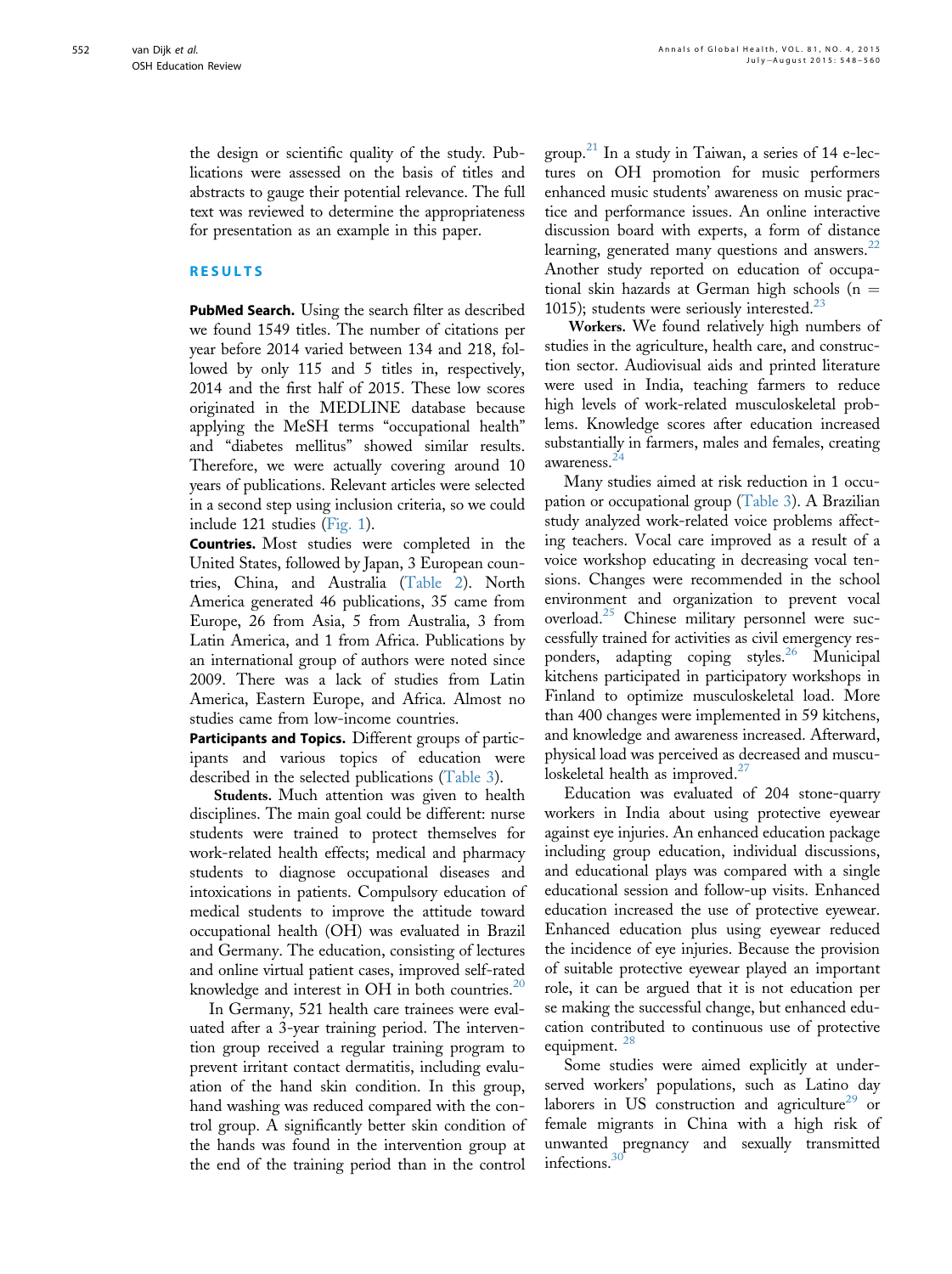the design or scientific quality of the study. Publications were assessed on the basis of titles and abstracts to gauge their potential relevance. The full text was reviewed to determine the appropriateness for presentation as an example in this paper.

## RESULTS

**PubMed Search.** Using the search filter as described we found 1549 titles. The number of citations per year before 2014 varied between 134 and 218, followed by only 115 and 5 titles in, respectively, 2014 and the first half of 2015. These low scores originated in the MEDLINE database because applying the MeSH terms "occupational health" and "diabetes mellitus" showed similar results. Therefore, we were actually covering around 10 years of publications. Relevant articles were selected in a second step using inclusion criteria, so we could include 121 studies (Fig. 1).

**Countries.** Most studies were completed in the United States, followed by Japan, 3 European countries, China, and Australia (Table 2). North America generated 46 publications, 35 came from Europe, 26 from Asia, 5 from Australia, 3 from Latin America, and 1 from Africa. Publications by an international group of authors were noted since 2009. There was a lack of studies from Latin America, Eastern Europe, and Africa. Almost no studies came from low-income countries.

**Participants and Topics.** Different groups of participants and various topics of education were described in the selected publications (Table 3).

**Students.** Much attention was given to health disciplines. The main goal could be different: nurse students were trained to protect themselves for work-related health effects; medical and pharmacy students to diagnose occupational diseases and intoxications in patients. Compulsory education of medical students to improve the attitude toward occupational health (OH) was evaluated in Brazil and Germany. The education, consisting of lectures and online virtual patient cases, improved self-rated knowledge and interest in OH in both countries.[20]

In Germany, 521 health care trainees were evaluated after a 3-year training period. The intervention group received a regular training program to prevent irritant contact dermatitis, including evaluation of the hand skin condition. In this group, hand washing was reduced compared with the control group. A significantly better skin condition of the hands was found in the intervention group at the end of the training period than in the control group.[21] In a study in Taiwan, a series of 14 e-lectures on OH promotion for music performers enhanced music students' awareness on music practice and performance issues. An online interactive discussion board with experts, a form of distance learning, generated many questions and answers.[22] Another study reported on education of occupational skin hazards at German high schools (n = 1015); students were seriously interested.[23]

**Workers.** We found relatively high numbers of studies in the agriculture, health care, and construction sector. Audiovisual aids and printed literature were used in India, teaching farmers to reduce high levels of work-related musculoskeletal problems. Knowledge scores after education increased substantially in farmers, males and females, creating awareness.[24]

Many studies aimed at risk reduction in 1 occupation or occupational group (Table 3). A Brazilian study analyzed work-related voice problems affecting teachers. Vocal care improved as a result of a voice workshop educating in decreasing vocal tensions. Changes were recommended in the school environment and organization to prevent vocal overload.[25] Chinese military personnel were successfully trained for activities as civil emergency responders, adapting coping styles.[26] Municipal kitchens participated in participatory workshops in Finland to optimize musculoskeletal load. More than 400 changes were implemented in 59 kitchens, and knowledge and awareness increased. Afterward, physical load was perceived as decreased and musculoskeletal health as improved.[27]

Education was evaluated of 204 stone-quarry workers in India about using protective eyewear against eye injuries. An enhanced education package including group education, individual discussions, and educational plays was compared with a single educational session and follow-up visits. Enhanced education increased the use of protective eyewear. Enhanced education plus using eyewear reduced the incidence of eye injuries. Because the provision of suitable protective eyewear played an important role, it can be argued that it is not education per se making the successful change, but enhanced education contributed to continuous use of protective equipment.[28]

Some studies were aimed explicitly at underserved workers' populations, such as Latino day laborers in US construction and agriculture[29] or female migrants in China with a high risk of unwanted pregnancy and sexually transmitted infections.[30]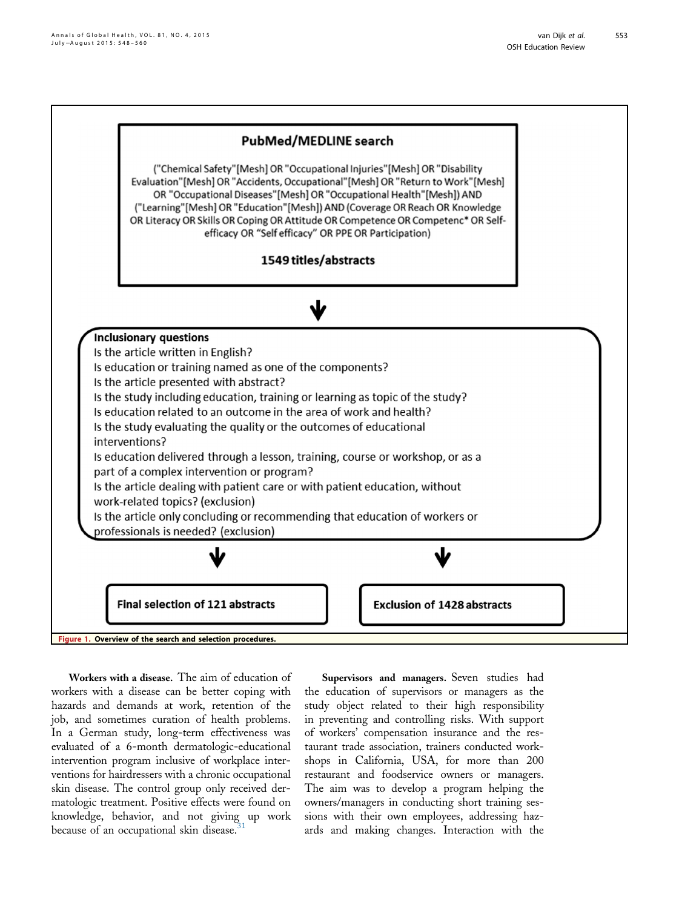**PubMed/MEDLINE search**

("Chemical Safety"[Mesh] OR "Occupational Injuries"[Mesh] OR "Disability Evaluation"[Mesh] OR "Accidents, Occupational"[Mesh] OR "Return to Work"[Mesh] OR "Occupational Diseases"[Mesh] OR "Occupational Health"[Mesh]) AND ("Learning"[Mesh] OR "Education"[Mesh]) AND (Coverage OR Reach OR Knowledge OR Literacy OR Skills OR Coping OR Attitude OR Competence OR Competenc* OR Self-efficacy OR "Self efficacy" OR PPE OR Participation)

**1549 titles/abstracts**

**Inclusionary questions**

Is the article written in English?
Is education or training named as one of the components?
Is the article presented with abstract?
Is the study including education, training or learning as topic of the study?
Is education related to an outcome in the area of work and health?
Is the study evaluating the quality or the outcomes of educational interventions?
Is education delivered through a lesson, training, course or workshop, or as a part of a complex intervention or program?
Is the article dealing with patient care or with patient education, without work-related topics? (exclusion)
Is the article only concluding or recommending that education of workers or professionals is needed? (exclusion)

**Final selection of 121 abstracts** | **Exclusion of 1428 abstracts**

**Figure 1. Overview of the search and selection procedures.**

**Workers with a disease.** The aim of education of workers with a disease can be better coping with hazards and demands at work, retention of the job, and sometimes curation of health problems. In a German study, long-term effectiveness was evaluated of a 6-month dermatologic-educational intervention program inclusive of workplace interventions for hairdressers with a chronic occupational skin disease. The control group only received dermatologic treatment. Positive effects were found on knowledge, behavior, and not giving up work because of an occupational skin disease.[31]

**Supervisors and managers.** Seven studies had the education of supervisors or managers as the study object related to their high responsibility in preventing and controlling risks. With support of workers' compensation insurance and the restaurant trade association, trainers conducted workshops in California, USA, for more than 200 restaurant and foodservice owners or managers. The aim was to develop a program helping the owners/managers in conducting short training sessions with their own employees, addressing hazards and making changes. Interaction with the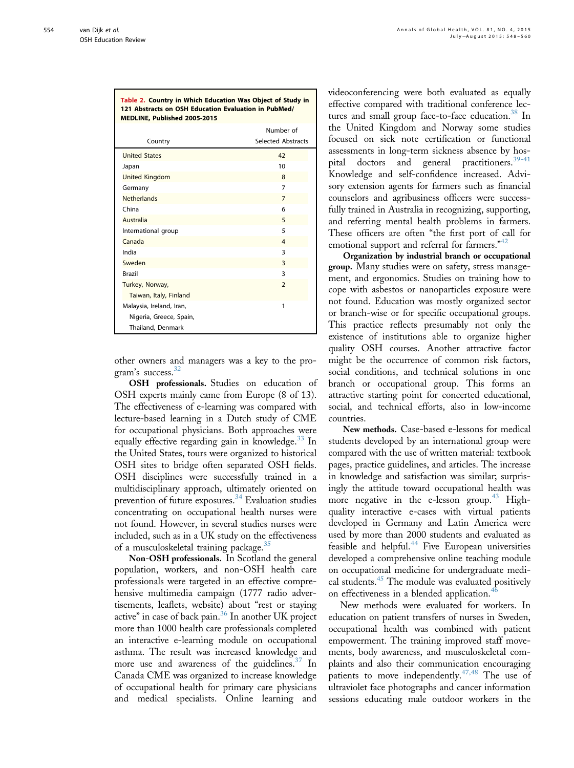**Table 2. Country in Which Education Was Object of Study in 121 Abstracts on OSH Education Evaluation in PubMed/MEDLINE, Published 2005-2015**

| Country | Number of Selected Abstracts |
|---|---|
| United States | 42 |
| Japan | 10 |
| United Kingdom | 8 |
| Germany | 7 |
| Netherlands | 7 |
| China | 6 |
| Australia | 5 |
| International group | 5 |
| Canada | 4 |
| India | 3 |
| Sweden | 3 |
| Brazil | 3 |
| Turkey, Norway, Taiwan, Italy, Finland | 2 |
| Malaysia, Ireland, Iran, Nigeria, Greece, Spain, Thailand, Denmark | 1 |

other owners and managers was a key to the program's success.[32]

**OSH professionals.** Studies on education of OSH experts mainly came from Europe (8 of 13). The effectiveness of e-learning was compared with lecture-based learning in a Dutch study of CME for occupational physicians. Both approaches were equally effective regarding gain in knowledge.[33] In the United States, tours were organized to historical OSH sites to bridge often separated OSH fields. OSH disciplines were successfully trained in a multidisciplinary approach, ultimately oriented on prevention of future exposures.[34] Evaluation studies concentrating on occupational health nurses were not found. However, in several studies nurses were included, such as in a UK study on the effectiveness of a musculoskeletal training package.[35]

**Non-OSH professionals.** In Scotland the general population, workers, and non-OSH health care professionals were targeted in an effective comprehensive multimedia campaign (1777 radio advertisements, leaflets, website) about "rest or staying active" in case of back pain.[36] In another UK project more than 1000 health care professionals completed an interactive e-learning module on occupational asthma. The result was increased knowledge and more use and awareness of the guidelines.[37] In Canada CME was organized to increase knowledge of occupational health for primary care physicians and medical specialists. Online learning and videoconferencing were both evaluated as equally effective compared with traditional conference lectures and small group face-to-face education.[38] In the United Kingdom and Norway some studies focused on sick note certification or functional assessments in long-term sickness absence by hospital doctors and general practitioners.[39-41] Knowledge and self-confidence increased. Advisory extension agents for farmers such as financial counselors and agribusiness officers were successfully trained in Australia in recognizing, supporting, and referring mental health problems in farmers. These officers are often "the first port of call for emotional support and referral for farmers."[42]

**Organization by industrial branch or occupational group.** Many studies were on safety, stress management, and ergonomics. Studies on training how to cope with asbestos or nanoparticles exposure were not found. Education was mostly organized sector or branch-wise or for specific occupational groups. This practice reflects presumably not only the existence of institutions able to organize higher quality OSH courses. Another attractive factor might be the occurrence of common risk factors, social conditions, and technical solutions in one branch or occupational group. This forms an attractive starting point for concerted educational, social, and technical efforts, also in low-income countries.

**New methods.** Case-based e-lessons for medical students developed by an international group were compared with the use of written material: textbook pages, practice guidelines, and articles. The increase in knowledge and satisfaction was similar; surprisingly the attitude toward occupational health was more negative in the e-lesson group.[43] High-quality interactive e-cases with virtual patients developed in Germany and Latin America were used by more than 2000 students and evaluated as feasible and helpful.[44] Five European universities developed a comprehensive online teaching module on occupational medicine for undergraduate medical students.[45] The module was evaluated positively on effectiveness in a blended application.[46]

New methods were evaluated for workers. In education on patient transfers of nurses in Sweden, occupational health was combined with patient empowerment. The training improved staff movements, body awareness, and musculoskeletal complaints and also their communication encouraging patients to move independently.[47,48] The use of ultraviolet face photographs and cancer information sessions educating male outdoor workers in the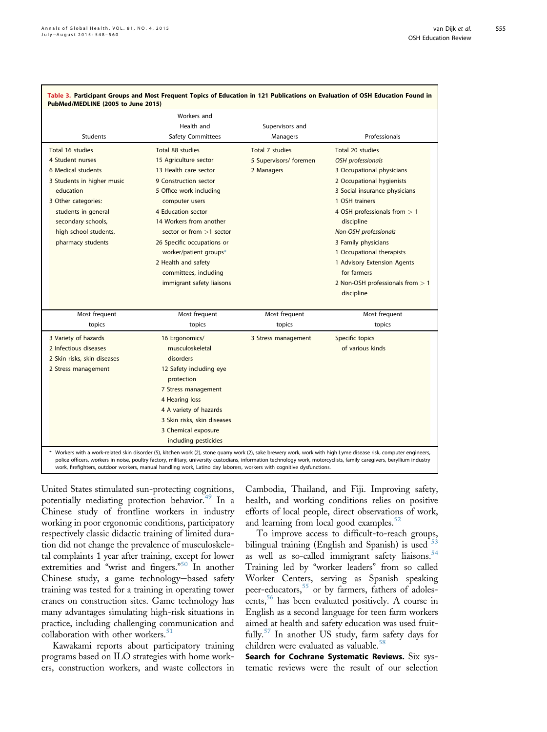**Table 3. Participant Groups and Most Frequent Topics of Education in 121 Publications on Evaluation of OSH Education Found in PubMed/MEDLINE (2005 to June 2015)**

| Students | Workers and Health and Safety Committees | Supervisors and Managers | Professionals |
|---|---|---|---|
| Total 16 studies<br>4 Student nurses<br>6 Medical students<br>3 Students in higher music education<br>3 Other categories: students in general secondary schools, high school students, pharmacy students | Total 88 studies<br>15 Agriculture sector<br>13 Health care sector<br>9 Construction sector<br>5 Office work including computer users<br>4 Education sector<br>14 Workers from another sector or from >1 sector<br>26 Specific occupations or worker/patient groups*<br>2 Health and safety committees, including immigrant safety liaisons | Total 7 studies<br>5 Supervisors/ foremen<br>2 Managers | Total 20 studies<br>*OSH professionals*<br>3 Occupational physicians<br>2 Occupational hygienists<br>3 Social insurance physicians<br>1 OSH trainers<br>4 OSH professionals from > 1 discipline<br>*Non-OSH professionals*<br>3 Family physicians<br>1 Occupational therapists<br>1 Advisory Extension Agents for farmers<br>2 Non-OSH professionals from > 1 discipline |
| **Most frequent topics** | **Most frequent topics** | **Most frequent topics** | **Most frequent topics** |
| 3 Variety of hazards<br>2 Infectious diseases<br>2 Skin risks, skin diseases<br>2 Stress management | 16 Ergonomics/ musculoskeletal disorders<br>12 Safety including eye protection<br>7 Stress management<br>4 Hearing loss<br>4 A variety of hazards<br>3 Skin risks, skin diseases<br>3 Chemical exposure including pesticides | 3 Stress management | Specific topics of various kinds |

\* Workers with a work-related skin disorder (5), kitchen work (2), stone quarry work (2), sake brewery work, work with high Lyme disease risk, computer engineers, police officers, workers in noise, poultry factory, military, university custodians, information technology work, motorcyclists, family caregivers, beryllium industry work, firefighters, outdoor workers, manual handling work, Latino day laborers, workers with cognitive dysfunctions.

United States stimulated sun-protecting cognitions, potentially mediating protection behavior.[49] In a Chinese study of frontline workers in industry working in poor ergonomic conditions, participatory respectively classic didactic training of limited duration did not change the prevalence of musculoskeletal complaints 1 year after training, except for lower extremities and "wrist and fingers."[50] In another Chinese study, a game technology–based safety training was tested for a training in operating tower cranes on construction sites. Game technology has many advantages simulating high-risk situations in practice, including challenging communication and collaboration with other workers.[51]

Kawakami reports about participatory training programs based on ILO strategies with home workers, construction workers, and waste collectors in Cambodia, Thailand, and Fiji. Improving safety, health, and working conditions relies on positive efforts of local people, direct observations of work, and learning from local good examples.[52]

To improve access to difficult-to-reach groups, bilingual training (English and Spanish) is used [53] as well as so-called immigrant safety liaisons.[54] Training led by "worker leaders" from so called Worker Centers, serving as Spanish speaking peer-educators,[55] or by farmers, fathers of adolescents,[56] has been evaluated positively. A course in English as a second language for teen farm workers aimed at health and safety education was used fruitfully.[57] In another US study, farm safety days for children were evaluated as valuable.[58]

**Search for Cochrane Systematic Reviews.** Six systematic reviews were the result of our selection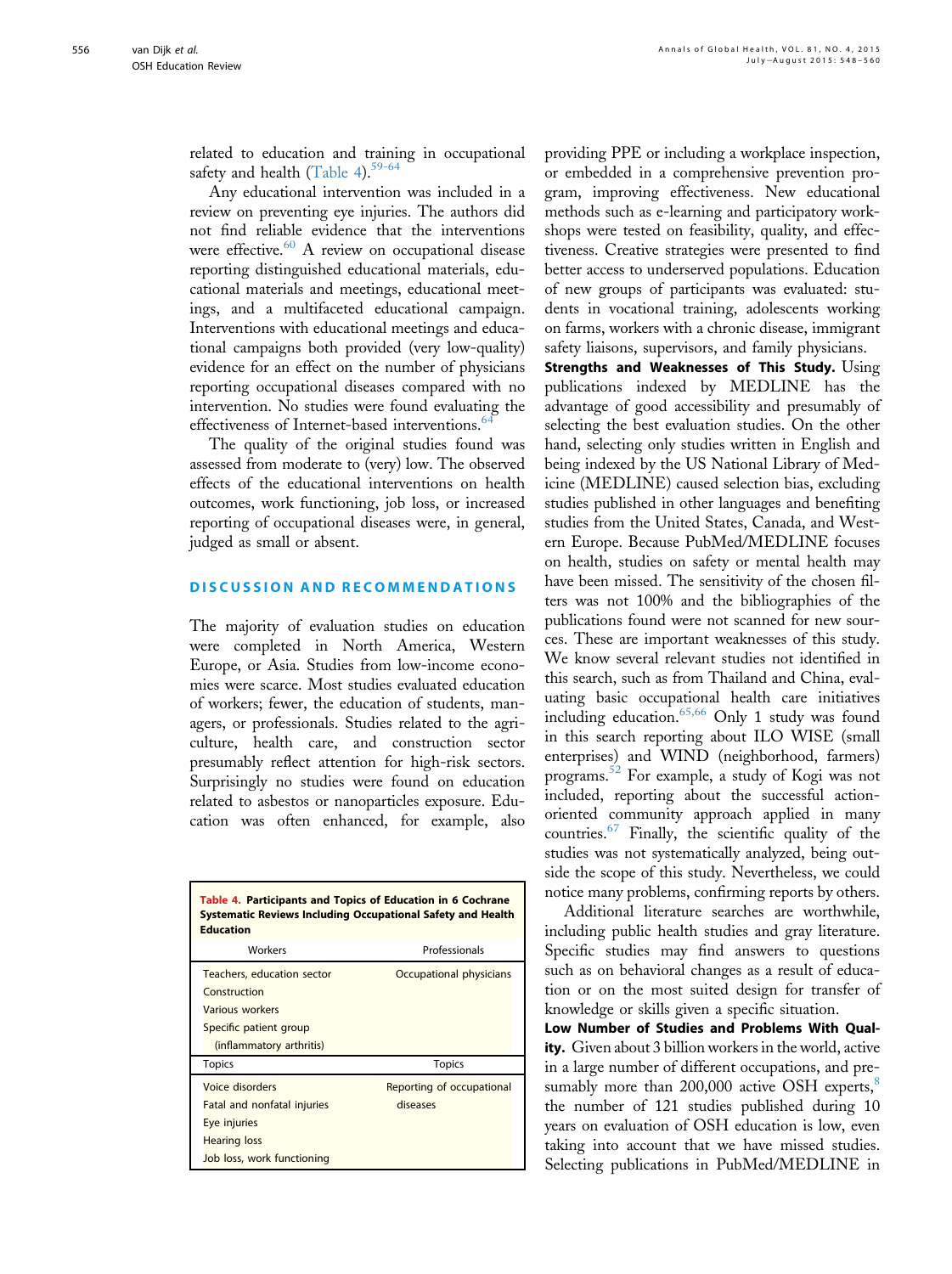related to education and training in occupational safety and health (Table 4).[59-64]

Any educational intervention was included in a review on preventing eye injuries. The authors did not find reliable evidence that the interventions were effective.[60] A review on occupational disease reporting distinguished educational materials, educational materials and meetings, educational meetings, and a multifaceted educational campaign. Interventions with educational meetings and educational campaigns both provided (very low-quality) evidence for an effect on the number of physicians reporting occupational diseases compared with no intervention. No studies were found evaluating the effectiveness of Internet-based interventions.[64]

The quality of the original studies found was assessed from moderate to (very) low. The observed effects of the educational interventions on health outcomes, work functioning, job loss, or increased reporting of occupational diseases were, in general, judged as small or absent.

## DISCUSSION AND RECOMMENDATIONS

The majority of evaluation studies on education were completed in North America, Western Europe, or Asia. Studies from low-income economies were scarce. Most studies evaluated education of workers; fewer, the education of students, managers, or professionals. Studies related to the agriculture, health care, and construction sector presumably reflect attention for high-risk sectors. Surprisingly no studies were found on education related to asbestos or nanoparticles exposure. Education was often enhanced, for example, also providing PPE or including a workplace inspection, or embedded in a comprehensive prevention program, improving effectiveness. New educational methods such as e-learning and participatory workshops were tested on feasibility, quality, and effectiveness. Creative strategies were presented to find better access to underserved populations. Education of new groups of participants was evaluated: students in vocational training, adolescents working on farms, workers with a chronic disease, immigrant safety liaisons, supervisors, and family physicians.

**Table 4. Participants and Topics of Education in 6 Cochrane Systematic Reviews Including Occupational Safety and Health Education**

| Workers | Professionals |
|---|---|
| Teachers, education sector | Occupational physicians |
| Construction | |
| Various workers | |
| Specific patient group (inflammatory arthritis) | |
| **Topics** | **Topics** |
| Voice disorders | Reporting of occupational diseases |
| Fatal and nonfatal injuries | |
| Eye injuries | |
| Hearing loss | |
| Job loss, work functioning | |

**Strengths and Weaknesses of This Study.** Using publications indexed by MEDLINE has the advantage of good accessibility and presumably of selecting the best evaluation studies. On the other hand, selecting only studies written in English and being indexed by the US National Library of Medicine (MEDLINE) caused selection bias, excluding studies published in other languages and benefiting studies from the United States, Canada, and Western Europe. Because PubMed/MEDLINE focuses on health, studies on safety or mental health may have been missed. The sensitivity of the chosen filters was not 100% and the bibliographies of the publications found were not scanned for new sources. These are important weaknesses of this study. We know several relevant studies not identified in this search, such as from Thailand and China, evaluating basic occupational health care initiatives including education.[65,66] Only 1 study was found in this search reporting about ILO WISE (small enterprises) and WIND (neighborhood, farmers) programs.[52] For example, a study of Kogi was not included, reporting about the successful action-oriented community approach applied in many countries.[67] Finally, the scientific quality of the studies was not systematically analyzed, being outside the scope of this study. Nevertheless, we could notice many problems, confirming reports by others.

Additional literature searches are worthwhile, including public health studies and gray literature. Specific studies may find answers to questions such as on behavioral changes as a result of education or on the most suited design for transfer of knowledge or skills given a specific situation.

**Low Number of Studies and Problems With Quality.** Given about 3 billion workers in the world, active in a large number of different occupations, and presumably more than 200,000 active OSH experts,[8] the number of 121 studies published during 10 years on evaluation of OSH education is low, even taking into account that we have missed studies. Selecting publications in PubMed/MEDLINE in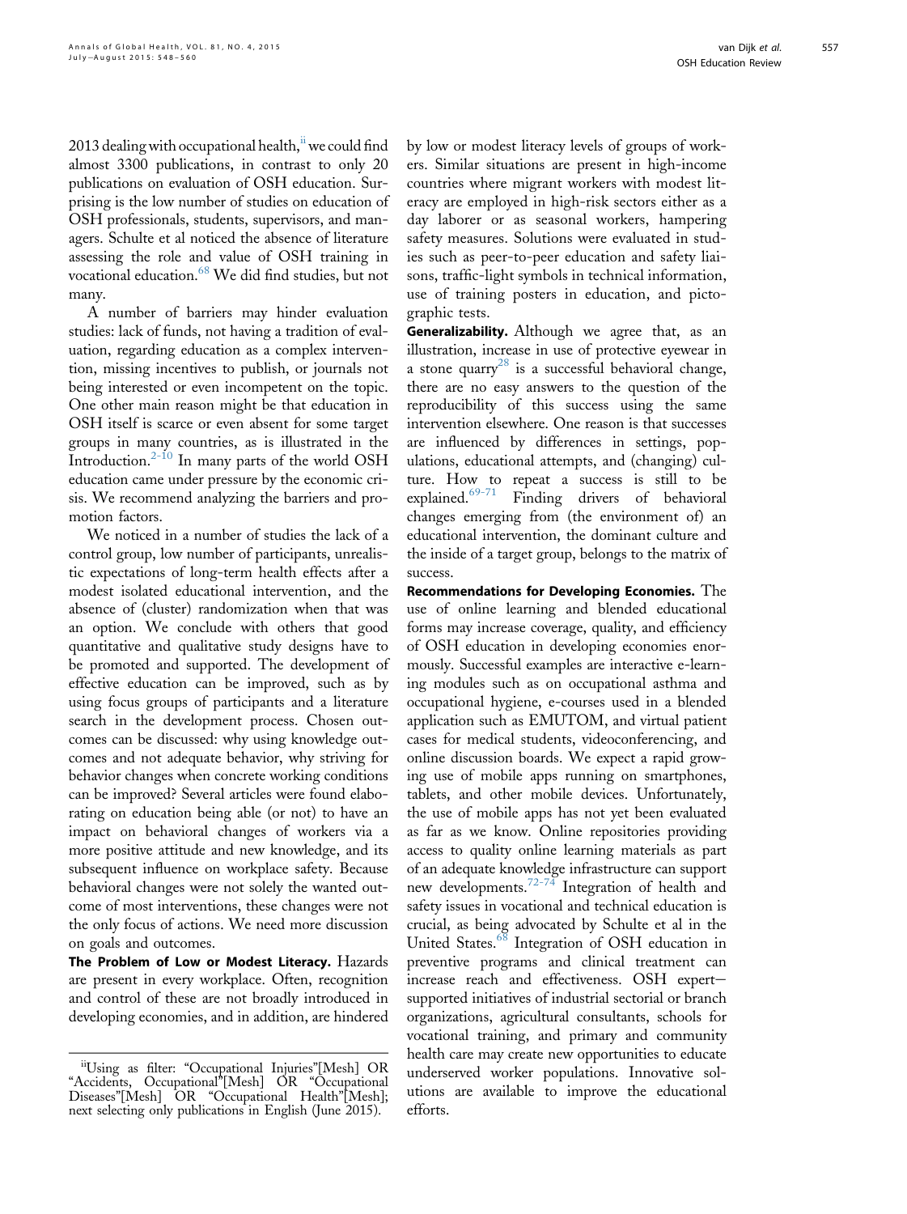2013 dealing with occupational health,[ii] we could find almost 3300 publications, in contrast to only 20 publications on evaluation of OSH education. Surprising is the low number of studies on education of OSH professionals, students, supervisors, and managers. Schulte et al noticed the absence of literature assessing the role and value of OSH training in vocational education.[68] We did find studies, but not many.

A number of barriers may hinder evaluation studies: lack of funds, not having a tradition of evaluation, regarding education as a complex intervention, missing incentives to publish, or journals not being interested or even incompetent on the topic. One other main reason might be that education in OSH itself is scarce or even absent for some target groups in many countries, as is illustrated in the Introduction.[2-10] In many parts of the world OSH education came under pressure by the economic crisis. We recommend analyzing the barriers and promotion factors.

We noticed in a number of studies the lack of a control group, low number of participants, unrealistic expectations of long-term health effects after a modest isolated educational intervention, and the absence of (cluster) randomization when that was an option. We conclude with others that good quantitative and qualitative study designs have to be promoted and supported. The development of effective education can be improved, such as by using focus groups of participants and a literature search in the development process. Chosen outcomes can be discussed: why using knowledge outcomes and not adequate behavior, why striving for behavior changes when concrete working conditions can be improved? Several articles were found elaborating on education being able (or not) to have an impact on behavioral changes of workers via a more positive attitude and new knowledge, and its subsequent influence on workplace safety. Because behavioral changes were not solely the wanted outcome of most interventions, these changes were not the only focus of actions. We need more discussion on goals and outcomes.

**The Problem of Low or Modest Literacy.** Hazards are present in every workplace. Often, recognition and control of these are not broadly introduced in developing economies, and in addition, are hindered by low or modest literacy levels of groups of workers. Similar situations are present in high-income countries where migrant workers with modest literacy are employed in high-risk sectors either as a day laborer or as seasonal workers, hampering safety measures. Solutions were evaluated in studies such as peer-to-peer education and safety liaisons, traffic-light symbols in technical information, use of training posters in education, and pictographic tests.

**Generalizability.** Although we agree that, as an illustration, increase in use of protective eyewear in a stone quarry[28] is a successful behavioral change, there are no easy answers to the question of the reproducibility of this success using the same intervention elsewhere. One reason is that successes are influenced by differences in settings, populations, educational attempts, and (changing) culture. How to repeat a success is still to be explained.[69-71] Finding drivers of behavioral changes emerging from (the environment of) an educational intervention, the dominant culture and the inside of a target group, belongs to the matrix of success.

**Recommendations for Developing Economies.** The use of online learning and blended educational forms may increase coverage, quality, and efficiency of OSH education in developing economies enormously. Successful examples are interactive e-learning modules such as on occupational asthma and occupational hygiene, e-courses used in a blended application such as EMUTOM, and virtual patient cases for medical students, videoconferencing, and online discussion boards. We expect a rapid growing use of mobile apps running on smartphones, tablets, and other mobile devices. Unfortunately, the use of mobile apps has not yet been evaluated as far as we know. Online repositories providing access to quality online learning materials as part of an adequate knowledge infrastructure can support new developments.[72-74] Integration of health and safety issues in vocational and technical education is crucial, as being advocated by Schulte et al in the United States.[68] Integration of OSH education in preventive programs and clinical treatment can increase reach and effectiveness. OSH expert–supported initiatives of industrial sectorial or branch organizations, agricultural consultants, schools for vocational training, and primary and community health care may create new opportunities to educate underserved worker populations. Innovative solutions are available to improve the educational efforts.

[ii]Using as filter: "Occupational Injuries"[Mesh] OR "Accidents, Occupational"[Mesh] OR "Occupational Diseases"[Mesh] OR "Occupational Health"[Mesh]; next selecting only publications in English (June 2015).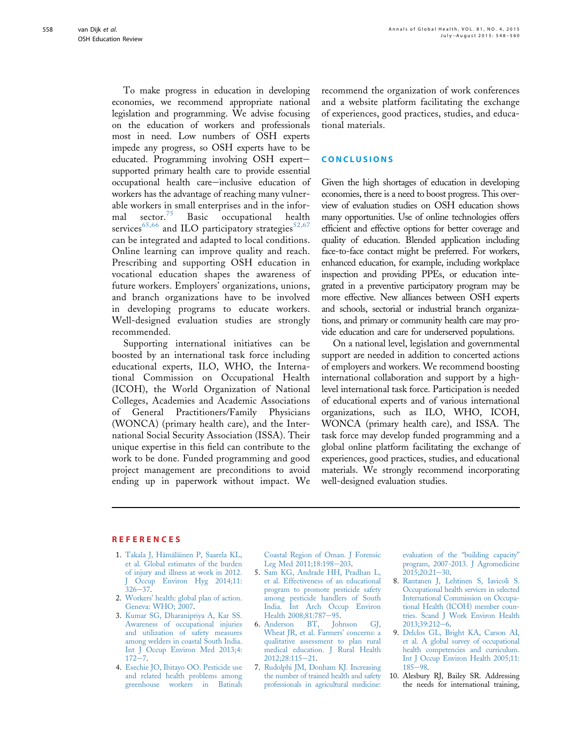To make progress in education in developing economies, we recommend appropriate national legislation and programming. We advise focusing on the education of workers and professionals most in need. Low numbers of OSH experts impede any progress, so OSH experts have to be educated. Programming involving OSH expert–supported primary health care to provide essential occupational health care–inclusive education of workers has the advantage of reaching many vulnerable workers in small enterprises and in the informal sector.[75] Basic occupational health services[65,66] and ILO participatory strategies[52,67] can be integrated and adapted to local conditions. Online learning can improve quality and reach. Prescribing and supporting OSH education in vocational education shapes the awareness of future workers. Employers' organizations, unions, and branch organizations have to be involved in developing programs to educate workers. Well-designed evaluation studies are strongly recommended.

Supporting international initiatives can be boosted by an international task force including educational experts, ILO, WHO, the International Commission on Occupational Health (ICOH), the World Organization of National Colleges, Academies and Academic Associations of General Practitioners/Family Physicians (WONCA) (primary health care), and the International Social Security Association (ISSA). Their unique expertise in this field can contribute to the work to be done. Funded programming and good project management are preconditions to avoid ending up in paperwork without impact. We recommend the organization of work conferences and a website platform facilitating the exchange of experiences, good practices, studies, and educational materials.

## CONCLUSIONS

Given the high shortages of education in developing economies, there is a need to boost progress. This overview of evaluation studies on OSH education shows many opportunities. Use of online technologies offers efficient and effective options for better coverage and quality of education. Blended application including face-to-face contact might be preferred. For workers, enhanced education, for example, including workplace inspection and providing PPEs, or education integrated in a preventive participatory program may be more effective. New alliances between OSH experts and schools, sectorial or industrial branch organizations, and primary or community health care may provide education and care for underserved populations.

On a national level, legislation and governmental support are needed in addition to concerted actions of employers and workers. We recommend boosting international collaboration and support by a high-level international task force. Participation is needed of educational experts and of various international organizations, such as ILO, WHO, ICOH, WONCA (primary health care), and ISSA. The task force may develop funded programming and a global online platform facilitating the exchange of experiences, good practices, studies, and educational materials. We strongly recommend incorporating well-designed evaluation studies.

## REFERENCES

1. Takala J, Hämäläinen P, Saarela KL, et al. Global estimates of the burden of injury and illness at work in 2012. J Occup Environ Hyg 2014;11:326–37.
2. Workers' health: global plan of action. Geneva: WHO; 2007.
3. Kumar SG, Dharanipriya A, Kar SS. Awareness of occupational injuries and utilization of safety measures among welders in coastal South India. Int J Occup Environ Med 2013;4:172–7.
4. Esechie JO, Ibitayo OO. Pesticide use and related health problems among greenhouse workers in Batinah Coastal Region of Oman. J Forensic Leg Med 2011;18:198–203.
5. Sam KG, Andrade HH, Pradhan L, et al. Effectiveness of an educational program to promote pesticide safety among pesticide handlers of South India. Int Arch Occup Environ Health 2008;81:787–95.
6. Anderson BT, Johnson GJ, Wheat JR, et al. Farmers' concerns: a qualitative assessment to plan rural medical education. J Rural Health 2012;28:115–21.
7. Rudolphi JM, Donham KJ. Increasing the number of trained health and safety professionals in agricultural medicine: evaluation of the "building capacity" program, 2007-2013. J Agromedicine 2015;20:21–30.
8. Rantanen J, Lehtinen S, Iavicoli S. Occupational health services in selected International Commission on Occupational Health (ICOH) member countries. Scand J Work Environ Health 2013;39:212–6.
9. Delclos GL, Bright KA, Carson AI, et al. A global survey of occupational health competencies and curriculum. Int J Occup Environ Health 2005;11:185–98.
10. Alesbury RJ, Bailey SR. Addressing the needs for international training,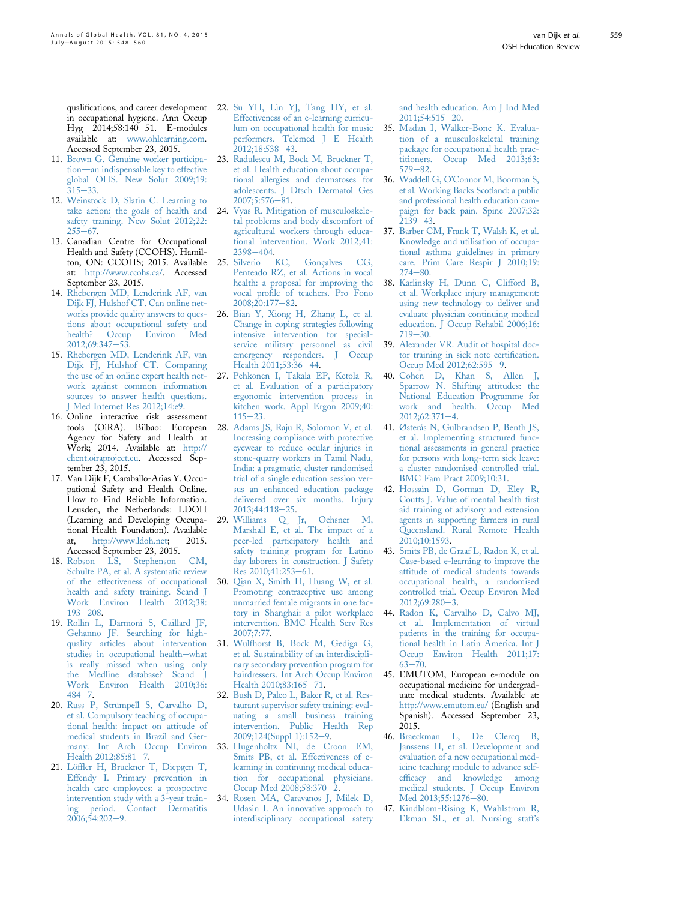qualifications, and career development in occupational hygiene. Ann Occup Hyg 2014;58:140–51. E-modules available at: www.ohlearning.com. Accessed September 23, 2015.

11. Brown G. Genuine worker participation—an indispensable key to effective global OHS. New Solut 2009;19: 315–33.
12. Weinstock D, Slatin C. Learning to take action: the goals of health and safety training. New Solut 2012;22: 255–67.
13. Canadian Centre for Occupational Health and Safety (CCOHS). Hamilton, ON: CCOHS; 2015. Available at: http://www.ccohs.ca/. Accessed September 23, 2015.
14. Rhebergen MD, Lenderink AF, van Dijk FJ, Hulshof CT. Can online networks provide quality answers to questions about occupational safety and health? Occup Environ Med 2012;69:347–53.
15. Rhebergen MD, Lenderink AF, van Dijk FJ, Hulshof CT. Comparing the use of an online expert health network against common information sources to answer health questions. J Med Internet Res 2012;14:e9.
16. Online interactive risk assessment tools (OiRA). Bilbao: European Agency for Safety and Health at Work; 2014. Available at: http://client.oiraproject.eu. Accessed September 23, 2015.
17. Van Dijk F, Caraballo-Arias Y. Occupational Safety and Health Online. How to Find Reliable Information. Leusden, the Netherlands: LDOH (Learning and Developing Occupational Health Foundation). Available at, http://www.ldoh.net; 2015. Accessed September 23, 2015.
18. Robson LS, Stephenson CM, Schulte PA, et al. A systematic review of the effectiveness of occupational health and safety training. Scand J Work Environ Health 2012;38: 193–208.
19. Rollin L, Darmoni S, Caillard JF, Gehanno JF. Searching for high-quality articles about intervention studies in occupational health—what is really missed when using only the Medline database? Scand J Work Environ Health 2010;36: 484–7.
20. Russ P, Strümpell S, Carvalho D, et al. Compulsory teaching of occupational health: impact on attitude of medical students in Brazil and Germany. Int Arch Occup Environ Health 2012;85:81–7.
21. Löffler H, Bruckner T, Diepgen T, Effendy I. Primary prevention in health care employees: a prospective intervention study with a 3-year training period. Contact Dermatitis 2006;54:202–9.
22. Su YH, Lin YJ, Tang HY, et al. Effectiveness of an e-learning curriculum on occupational health for music performers. Telemed J E Health 2012;18:538–43.
23. Radulescu M, Bock M, Bruckner T, et al. Health education about occupational allergies and dermatoses for adolescents. J Dtsch Dermatol Ges 2007;5:576–81.
24. Vyas R. Mitigation of musculoskeletal problems and body discomfort of agricultural workers through educational intervention. Work 2012;41: 2398–404.
25. Silverio KC, Gonçalves CG, Penteado RZ, et al. Actions in vocal health: a proposal for improving the vocal profile of teachers. Pro Fono 2008;20:177–82.
26. Bian Y, Xiong H, Zhang L, et al. Change in coping strategies following intensive intervention for special-service military personnel as civil emergency responders. J Occup Health 2011;53:36–44.
27. Pehkonen I, Takala EP, Ketola R, et al. Evaluation of a participatory ergonomic intervention process in kitchen work. Appl Ergon 2009;40: 115–23.
28. Adams JS, Raju R, Solomon V, et al. Increasing compliance with protective eyewear to reduce ocular injuries in stone-quarry workers in Tamil Nadu, India: a pragmatic, cluster randomised trial of a single education session versus an enhanced education package delivered over six months. Injury 2013;44:118–25.
29. Williams Q Jr, Ochsner M, Marshall E, et al. The impact of a peer-led participatory health and safety training program for Latino day laborers in construction. J Safety Res 2010;41:253–61.
30. Qian X, Smith H, Huang W, et al. Promoting contraceptive use among unmarried female migrants in one factory in Shanghai: a pilot workplace intervention. BMC Health Serv Res 2007;7:77.
31. Wulfhorst B, Bock M, Gediga G, et al. Sustainability of an interdisciplinary secondary prevention program for hairdressers. Int Arch Occup Environ Health 2010;83:165–71.
32. Bush D, Paleo L, Baker R, et al. Restaurant supervisor safety training: evaluating a small business training intervention. Public Health Rep 2009;124(Suppl 1):152–9.
33. Hugenholtz NI, de Croon EM, Smits PB, et al. Effectiveness of e-learning in continuing medical education for occupational physicians. Occup Med 2008;58:370–2.
34. Rosen MA, Caravanos J, Milek D, Udasin I. An innovative approach to interdisciplinary occupational safety and health education. Am J Ind Med 2011;54:515–20.
35. Madan I, Walker-Bone K. Evaluation of a musculoskeletal training package for occupational health practitioners. Occup Med 2013;63: 579–82.
36. Waddell G, O'Connor M, Boorman S, et al. Working Backs Scotland: a public and professional health education campaign for back pain. Spine 2007;32: 2139–43.
37. Barber CM, Frank T, Walsh K, et al. Knowledge and utilisation of occupational asthma guidelines in primary care. Prim Care Respir J 2010;19: 274–80.
38. Karlinsky H, Dunn C, Clifford B, et al. Workplace injury management: using new technology to deliver and evaluate physician continuing medical education. J Occup Rehabil 2006;16: 719–30.
39. Alexander VR. Audit of hospital doctor training in sick note certification. Occup Med 2012;62:595–9.
40. Cohen D, Khan S, Allen J, Sparrow N. Shifting attitudes: the National Education Programme for work and health. Occup Med 2012;62:371–4.
41. Østerås N, Gulbrandsen P, Benth JS, et al. Implementing structured functional assessments in general practice for persons with long-term sick leave: a cluster randomised controlled trial. BMC Fam Pract 2009;10:31.
42. Hossain D, Gorman D, Eley R, Coutts J. Value of mental health first aid training of advisory and extension agents in supporting farmers in rural Queensland. Rural Remote Health 2010;10:1593.
43. Smits PB, de Graaf L, Radon K, et al. Case-based e-learning to improve the attitude of medical students towards occupational health, a randomised controlled trial. Occup Environ Med 2012;69:280–3.
44. Radon K, Carvalho D, Calvo MJ, et al. Implementation of virtual patients in the training for occupational health in Latin America. Int J Occup Environ Health 2011;17: 63–70.
45. EMUTOM, European e-module on occupational medicine for undergraduate medical students. Available at: http://www.emutom.eu/ (English and Spanish). Accessed September 23, 2015.
46. Braeckman L, De Clercq B, Janssens H, et al. Development and evaluation of a new occupational medicine teaching module to advance self-efficacy and knowledge among medical students. J Occup Environ Med 2013;55:1276–80.
47. Kindblom-Rising K, Wahlstrom R, Ekman SL, et al. Nursing staff's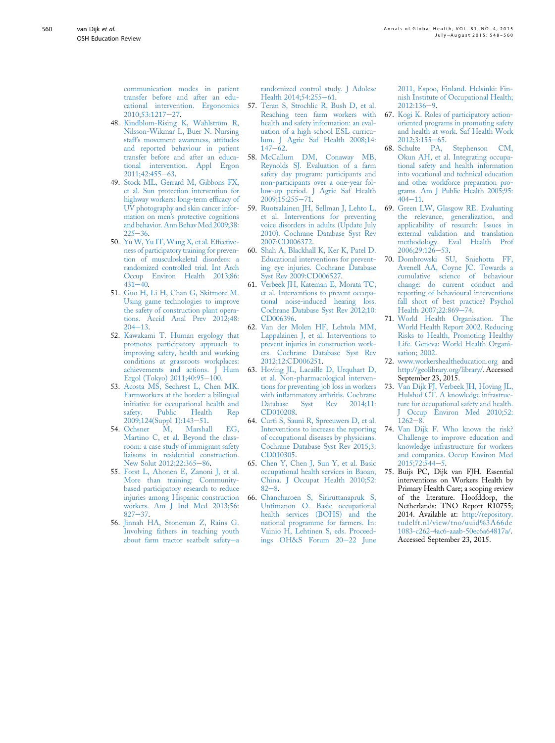communication modes in patient transfer before and after an educational intervention. Ergonomics 2010;53:1217–27.

48. Kindblom-Rising K, Wahlström R, Nilsson-Wikmar L, Buer N. Nursing staff's movement awareness, attitudes and reported behaviour in patient transfer before and after an educational intervention. Appl Ergon 2011;42:455–63.
49. Stock ML, Gerrard M, Gibbons FX, et al. Sun protection intervention for highway workers: long-term efficacy of UV photography and skin cancer information on men's protective cognitions and behavior. Ann Behav Med 2009;38:225–36.
50. Yu W, Yu IT, Wang X, et al. Effectiveness of participatory training for prevention of musculoskeletal disorders: a randomized controlled trial. Int Arch Occup Environ Health 2013;86:431–40.
51. Guo H, Li H, Chan G, Skitmore M. Using game technologies to improve the safety of construction plant operations. Accid Anal Prev 2012;48:204–13.
52. Kawakami T. Human ergology that promotes participatory approach to improving safety, health and working conditions at grassroots workplaces: achievements and actions. J Hum Ergol (Tokyo) 2011;40:95–100.
53. Acosta MS, Sechrest L, Chen MK. Farmworkers at the border: a bilingual initiative for occupational health and safety. Public Health Rep 2009;124(Suppl 1):143–51.
54. Ochsner M, Marshall EG, Martino C, et al. Beyond the classroom: a case study of immigrant safety liaisons in residential construction. New Solut 2012;22:365–86.
55. Forst L, Ahonen E, Zanoni J, et al. More than training: Community-based participatory research to reduce injuries among Hispanic construction workers. Am J Ind Med 2013;56:827–37.
56. Jinnah HA, Stoneman Z, Rains G. Involving fathers in teaching youth about farm tractor seatbelt safety—a randomized control study. J Adolesc Health 2014;54:255–61.
57. Teran S, Strochlic R, Bush D, et al. Reaching teen farm workers with health and safety information: an evaluation of a high school ESL curriculum. J Agric Saf Health 2008;14:147–62.
58. McCallum DM, Conaway MB, Reynolds SJ. Evaluation of a farm safety day program: participants and non-participants over a one-year follow-up period. J Agric Saf Health 2009;15:255–71.
59. Ruotsalainen JH, Sellman J, Lehto L, et al. Interventions for preventing voice disorders in adults (Update July 2010). Cochrane Database Syst Rev 2007:CD006372.
60. Shah A, Blackhall K, Ker K, Patel D. Educational interventions for preventing eye injuries. Cochrane Database Syst Rev 2009:CD006527.
61. Verbeek JH, Kateman E, Morata TC, et al. Interventions to prevent occupational noise-induced hearing loss. Cochrane Database Syst Rev 2012;10:CD006396.
62. Van der Molen HF, Lehtola MM, Lappalainen J, et al. Interventions to prevent injuries in construction workers. Cochrane Database Syst Rev 2012;12:CD006251.
63. Hoving JL, Lacaille D, Urquhart D, et al. Non-pharmacological interventions for preventing job loss in workers with inflammatory arthritis. Cochrane Database Syst Rev 2014;11:CD010208.
64. Curti S, Sauni R, Spreeuwers D, et al. Interventions to increase the reporting of occupational diseases by physicians. Cochrane Database Syst Rev 2015;3:CD010305.
65. Chen Y, Chen J, Sun Y, et al. Basic occupational health services in Baoan, China. J Occupat Health 2010;52:82–8.
66. Chancharoen S, Siriruttanapruk S, Untimanon O. Basic occupational health services (BOHS) and the national programme for farmers. In: Vainio H, Lehtinen S, eds. Proceedings OH&S Forum 20–22 June 2011, Espoo, Finland. Helsinki: Finnish Institute of Occupational Health; 2012:136–9.
67. Kogi K. Roles of participatory action-oriented programs in promoting safety and health at work. Saf Health Work 2012;3:155–65.
68. Schulte PA, Stephenson CM, Okun AH, et al. Integrating occupational safety and health information into vocational and technical education and other workforce preparation programs. Am J Public Health 2005;95:404–11.
69. Green LW, Glasgow RE. Evaluating the relevance, generalization, and applicability of research: Issues in external validation and translation methodology. Eval Health Prof 2006;29:126–53.
70. Dombrowski SU, Sniehotta FF, Avenell AA, Coyne JC. Towards a cumulative science of behaviour change: do current conduct and reporting of behavioural interventions fall short of best practice? Psychol Health 2007;22:869–74.
71. World Health Organisation. The World Health Report 2002. Reducing Risks to Health, Promoting Healthy Life. Geneva: World Health Organisation; 2002.
72. www.workershealtheducation.org and http://geolibrary.org/library/. Accessed September 23, 2015.
73. Van Dijk FJ, Verbeek JH, Hoving JL, Hulshof CT. A knowledge infrastructure for occupational safety and health. J Occup Environ Med 2010;52:1262–8.
74. Van Dijk F. Who knows the risk? Challenge to improve education and knowledge infrastructure for workers and companies. Occup Environ Med 2015;72:544–5.
75. Buijs PC, Dijk van FJH. Essential interventions on Workers Health by Primary Health Care; a scoping review of the literature. Hoofddorp, the Netherlands: TNO Report R10755; 2014. Available at: http://repository.tudelft.nl/view/tno/uuid%3A66de1083-c262-4ac6-aaab-50ec6a64817a/. Accessed September 23, 2015.